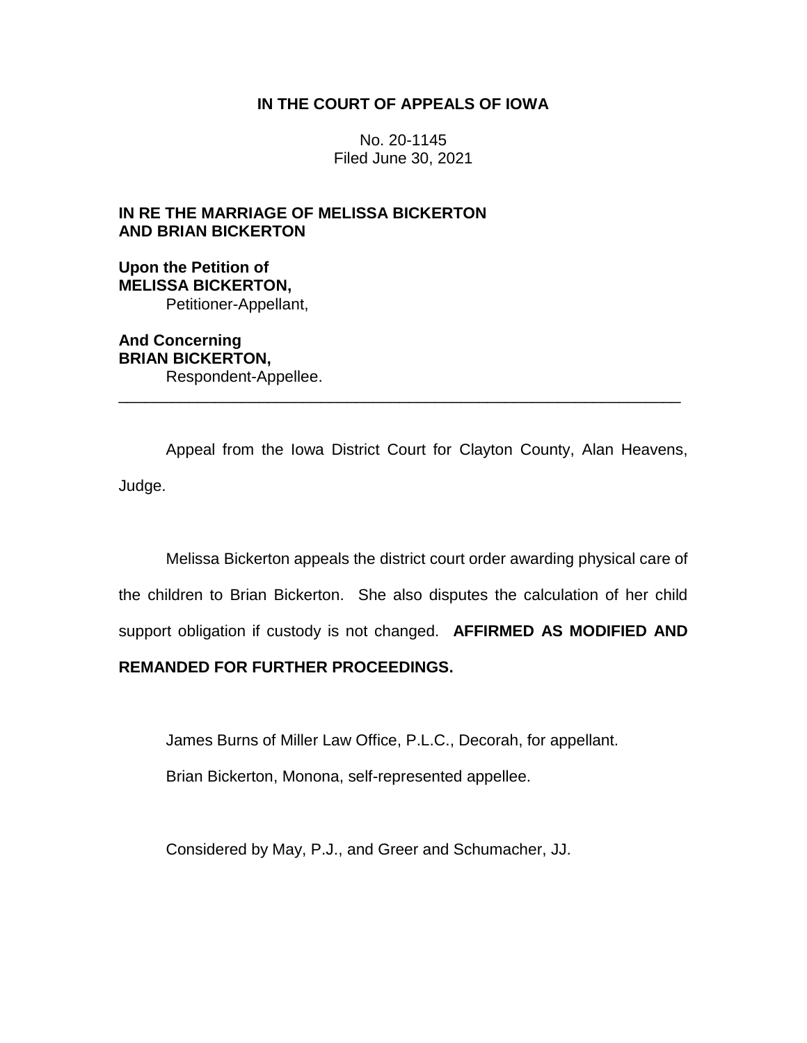**IN THE COURT OF APPEALS OF IOWA**

No. 20-1145
Filed June 30, 2021

**IN RE THE MARRIAGE OF MELISSA BICKERTON AND BRIAN BICKERTON**

**Upon the Petition of**
**MELISSA BICKERTON,**
Petitioner-Appellant,

**And Concerning**
**BRIAN BICKERTON,**
Respondent-Appellee.

---

Appeal from the Iowa District Court for Clayton County, Alan Heavens, Judge.

Melissa Bickerton appeals the district court order awarding physical care of the children to Brian Bickerton. She also disputes the calculation of her child support obligation if custody is not changed. **AFFIRMED AS MODIFIED AND REMANDED FOR FURTHER PROCEEDINGS.**

James Burns of Miller Law Office, P.L.C., Decorah, for appellant.

Brian Bickerton, Monona, self-represented appellee.

Considered by May, P.J., and Greer and Schumacher, JJ.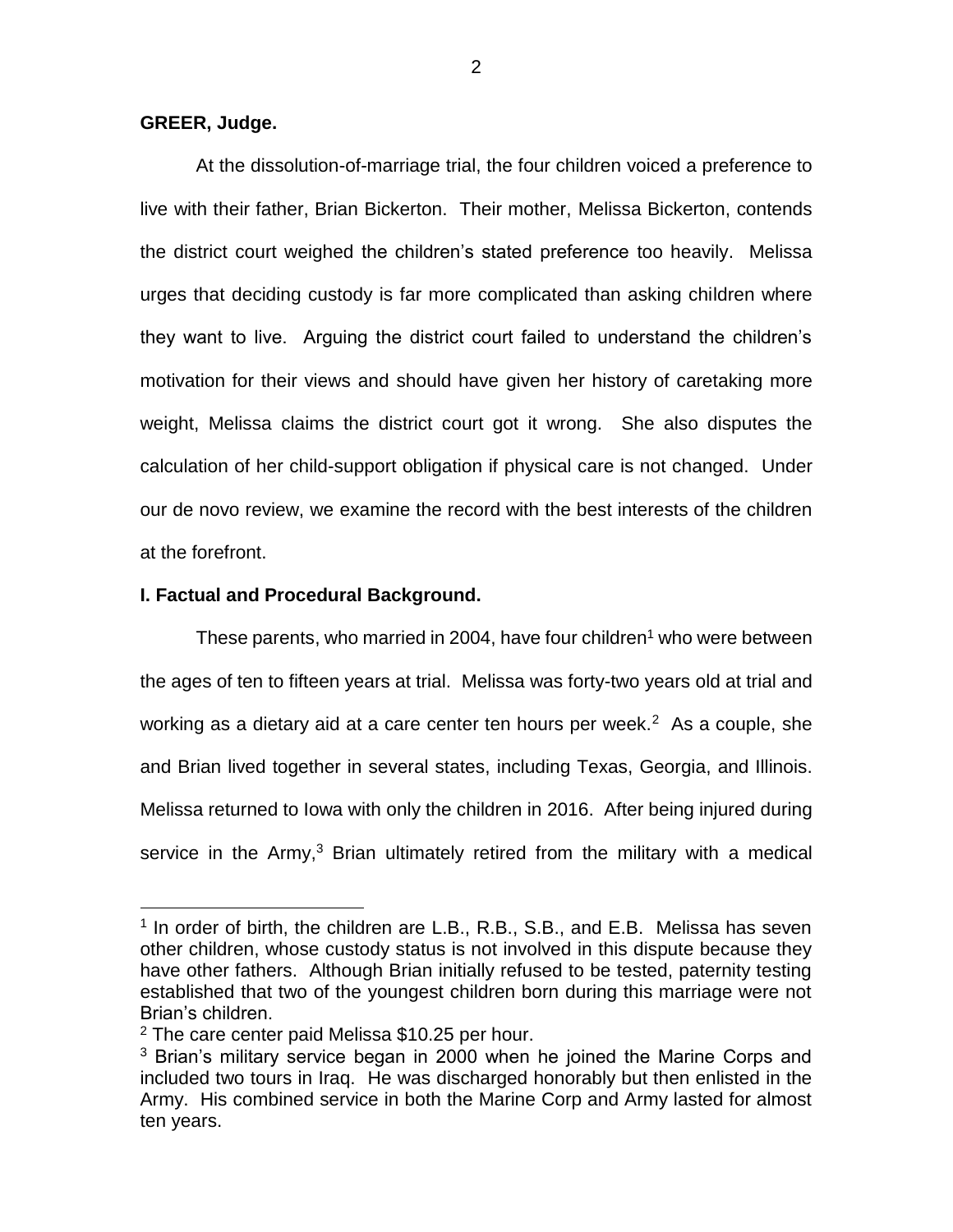**GREER, Judge.**

At the dissolution-of-marriage trial, the four children voiced a preference to live with their father, Brian Bickerton. Their mother, Melissa Bickerton, contends the district court weighed the children's stated preference too heavily. Melissa urges that deciding custody is far more complicated than asking children where they want to live. Arguing the district court failed to understand the children's motivation for their views and should have given her history of caretaking more weight, Melissa claims the district court got it wrong. She also disputes the calculation of her child-support obligation if physical care is not changed. Under our de novo review, we examine the record with the best interests of the children at the forefront.

**I. Factual and Procedural Background.**

These parents, who married in 2004, have four children[1] who were between the ages of ten to fifteen years at trial. Melissa was forty-two years old at trial and working as a dietary aid at a care center ten hours per week.[2] As a couple, she and Brian lived together in several states, including Texas, Georgia, and Illinois. Melissa returned to Iowa with only the children in 2016. After being injured during service in the Army,[3] Brian ultimately retired from the military with a medical

---

[1] In order of birth, the children are L.B., R.B., S.B., and E.B. Melissa has seven other children, whose custody status is not involved in this dispute because they have other fathers. Although Brian initially refused to be tested, paternity testing established that two of the youngest children born during this marriage were not Brian's children.

[2] The care center paid Melissa $10.25 per hour.

[3] Brian's military service began in 2000 when he joined the Marine Corps and included two tours in Iraq. He was discharged honorably but then enlisted in the Army. His combined service in both the Marine Corp and Army lasted for almost ten years.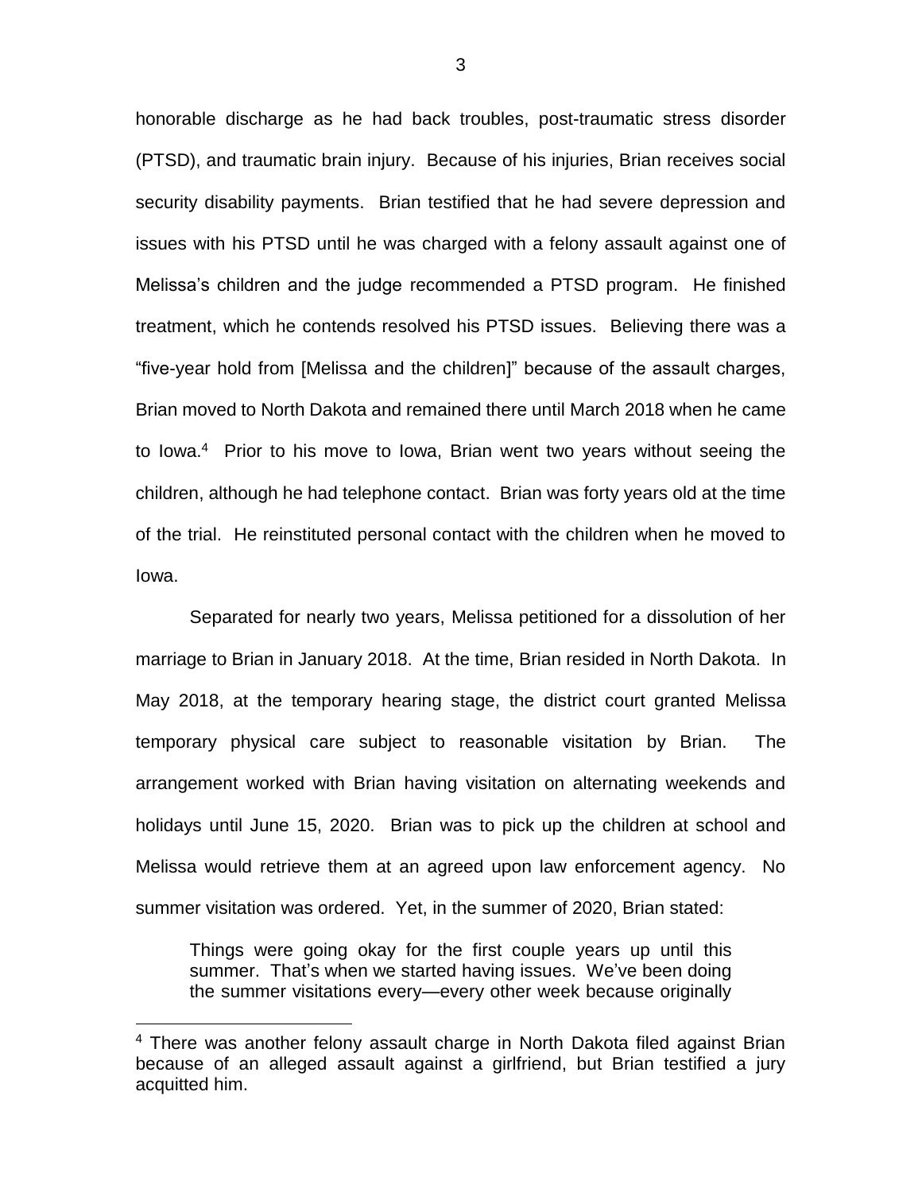honorable discharge as he had back troubles, post-traumatic stress disorder (PTSD), and traumatic brain injury. Because of his injuries, Brian receives social security disability payments. Brian testified that he had severe depression and issues with his PTSD until he was charged with a felony assault against one of Melissa's children and the judge recommended a PTSD program. He finished treatment, which he contends resolved his PTSD issues. Believing there was a "five-year hold from [Melissa and the children]" because of the assault charges, Brian moved to North Dakota and remained there until March 2018 when he came to Iowa.[4] Prior to his move to Iowa, Brian went two years without seeing the children, although he had telephone contact. Brian was forty years old at the time of the trial. He reinstituted personal contact with the children when he moved to Iowa.

Separated for nearly two years, Melissa petitioned for a dissolution of her marriage to Brian in January 2018. At the time, Brian resided in North Dakota. In May 2018, at the temporary hearing stage, the district court granted Melissa temporary physical care subject to reasonable visitation by Brian. The arrangement worked with Brian having visitation on alternating weekends and holidays until June 15, 2020. Brian was to pick up the children at school and Melissa would retrieve them at an agreed upon law enforcement agency. No summer visitation was ordered. Yet, in the summer of 2020, Brian stated:

> Things were going okay for the first couple years up until this summer. That's when we started having issues. We've been doing the summer visitations every—every other week because originally

[4] There was another felony assault charge in North Dakota filed against Brian because of an alleged assault against a girlfriend, but Brian testified a jury acquitted him.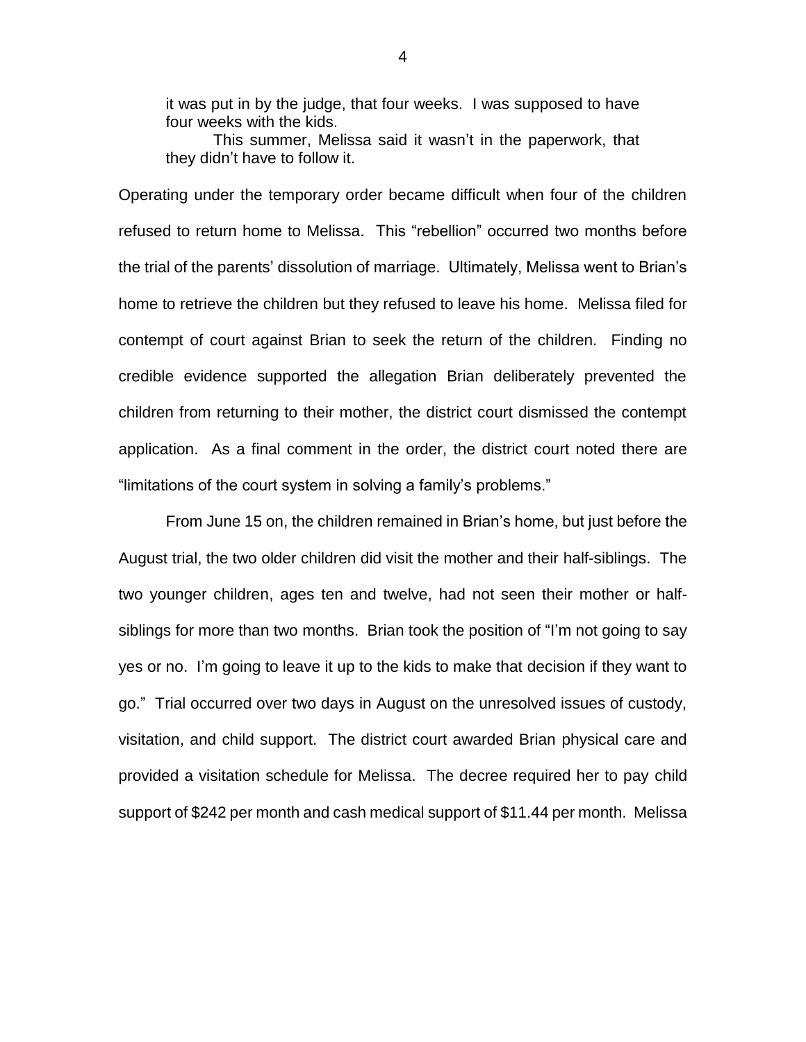> it was put in by the judge, that four weeks. I was supposed to have four weeks with the kids.
>
> This summer, Melissa said it wasn't in the paperwork, that they didn't have to follow it.

Operating under the temporary order became difficult when four of the children refused to return home to Melissa. This "rebellion" occurred two months before the trial of the parents' dissolution of marriage. Ultimately, Melissa went to Brian's home to retrieve the children but they refused to leave his home. Melissa filed for contempt of court against Brian to seek the return of the children. Finding no credible evidence supported the allegation Brian deliberately prevented the children from returning to their mother, the district court dismissed the contempt application. As a final comment in the order, the district court noted there are "limitations of the court system in solving a family's problems."

From June 15 on, the children remained in Brian's home, but just before the August trial, the two older children did visit the mother and their half-siblings. The two younger children, ages ten and twelve, had not seen their mother or half-siblings for more than two months. Brian took the position of "I'm not going to say yes or no. I'm going to leave it up to the kids to make that decision if they want to go." Trial occurred over two days in August on the unresolved issues of custody, visitation, and child support. The district court awarded Brian physical care and provided a visitation schedule for Melissa. The decree required her to pay child support of $242 per month and cash medical support of $11.44 per month. Melissa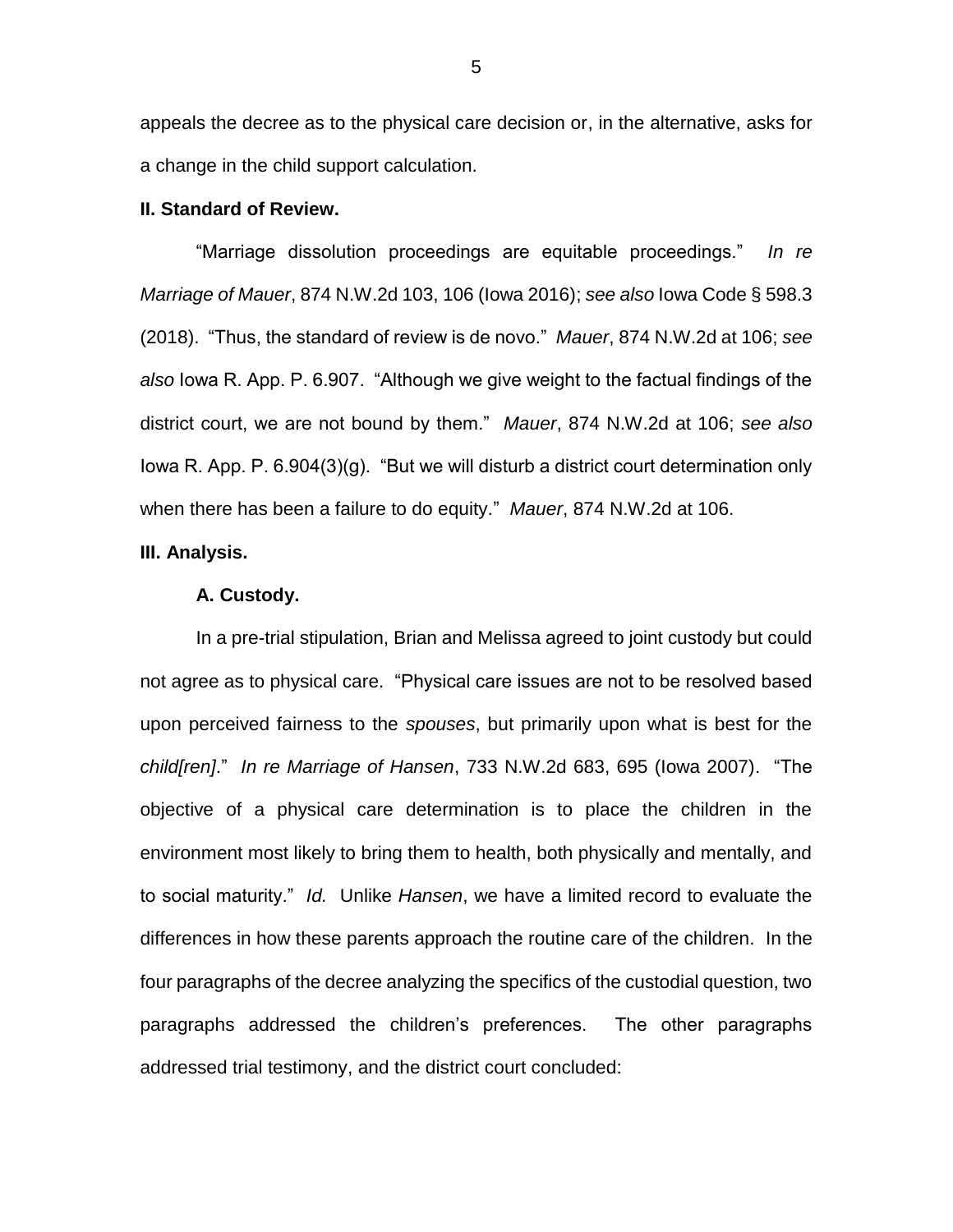appeals the decree as to the physical care decision or, in the alternative, asks for a change in the child support calculation.

**II. Standard of Review.**

"Marriage dissolution proceedings are equitable proceedings." *In re Marriage of Mauer*, 874 N.W.2d 103, 106 (Iowa 2016); *see also* Iowa Code § 598.3 (2018). "Thus, the standard of review is de novo." *Mauer*, 874 N.W.2d at 106; *see also* Iowa R. App. P. 6.907. "Although we give weight to the factual findings of the district court, we are not bound by them." *Mauer*, 874 N.W.2d at 106; *see also* Iowa R. App. P. 6.904(3)(g). "But we will disturb a district court determination only when there has been a failure to do equity." *Mauer*, 874 N.W.2d at 106.

**III. Analysis.**

**A. Custody.**

In a pre-trial stipulation, Brian and Melissa agreed to joint custody but could not agree as to physical care. "Physical care issues are not to be resolved based upon perceived fairness to the *spouses*, but primarily upon what is best for the *child[ren]*." *In re Marriage of Hansen*, 733 N.W.2d 683, 695 (Iowa 2007). "The objective of a physical care determination is to place the children in the environment most likely to bring them to health, both physically and mentally, and to social maturity." *Id.* Unlike *Hansen*, we have a limited record to evaluate the differences in how these parents approach the routine care of the children. In the four paragraphs of the decree analyzing the specifics of the custodial question, two paragraphs addressed the children's preferences. The other paragraphs addressed trial testimony, and the district court concluded: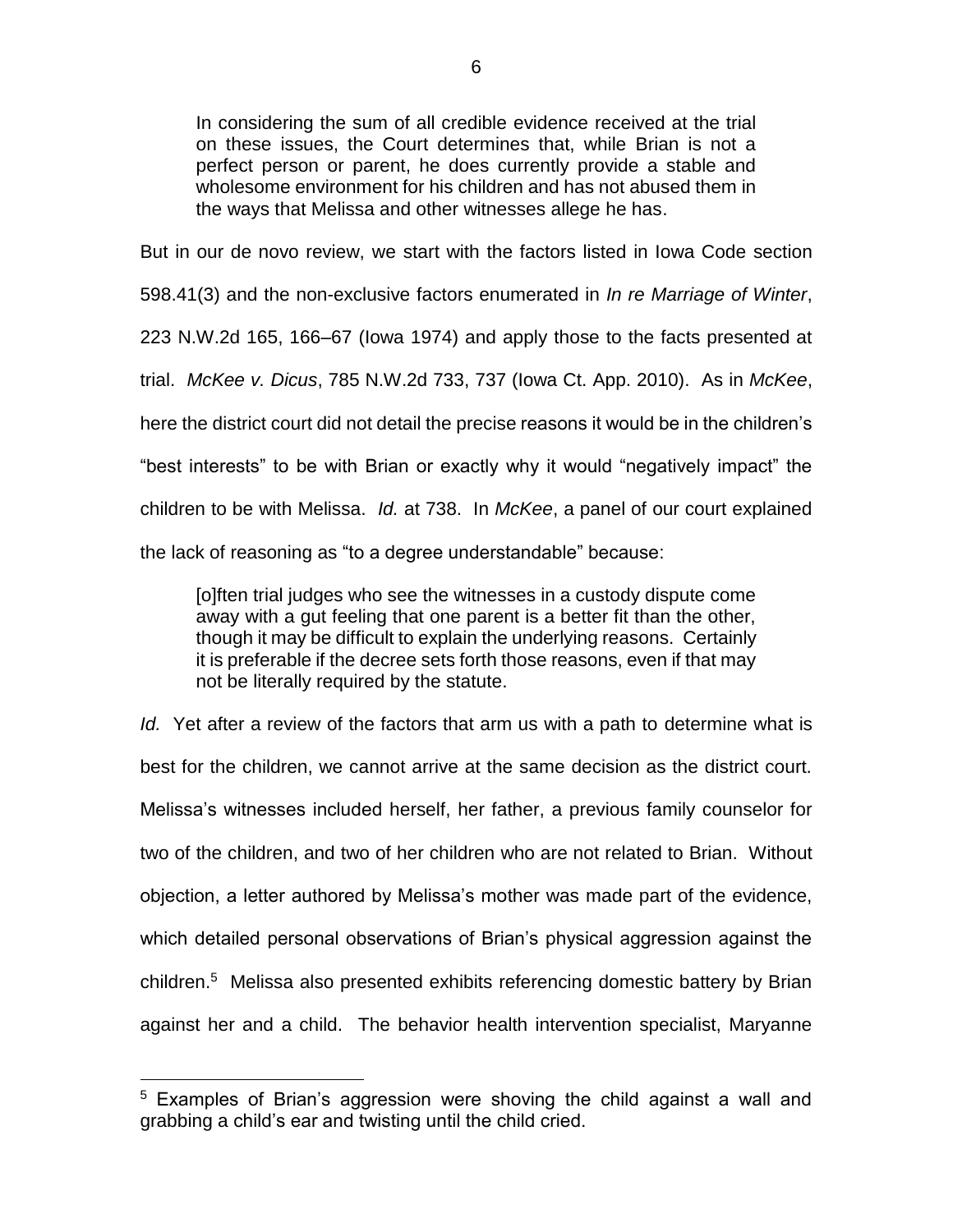> In considering the sum of all credible evidence received at the trial on these issues, the Court determines that, while Brian is not a perfect person or parent, he does currently provide a stable and wholesome environment for his children and has not abused them in the ways that Melissa and other witnesses allege he has.

But in our de novo review, we start with the factors listed in Iowa Code section 598.41(3) and the non-exclusive factors enumerated in *In re Marriage of Winter*, 223 N.W.2d 165, 166–67 (Iowa 1974) and apply those to the facts presented at trial. *McKee v. Dicus*, 785 N.W.2d 733, 737 (Iowa Ct. App. 2010). As in *McKee*, here the district court did not detail the precise reasons it would be in the children's "best interests" to be with Brian or exactly why it would "negatively impact" the children to be with Melissa. *Id.* at 738. In *McKee*, a panel of our court explained the lack of reasoning as "to a degree understandable" because:

> [o]ften trial judges who see the witnesses in a custody dispute come away with a gut feeling that one parent is a better fit than the other, though it may be difficult to explain the underlying reasons. Certainly it is preferable if the decree sets forth those reasons, even if that may not be literally required by the statute.

*Id.* Yet after a review of the factors that arm us with a path to determine what is best for the children, we cannot arrive at the same decision as the district court. Melissa's witnesses included herself, her father, a previous family counselor for two of the children, and two of her children who are not related to Brian. Without objection, a letter authored by Melissa's mother was made part of the evidence, which detailed personal observations of Brian's physical aggression against the children.[5] Melissa also presented exhibits referencing domestic battery by Brian against her and a child. The behavior health intervention specialist, Maryanne

---

[5] Examples of Brian's aggression were shoving the child against a wall and grabbing a child's ear and twisting until the child cried.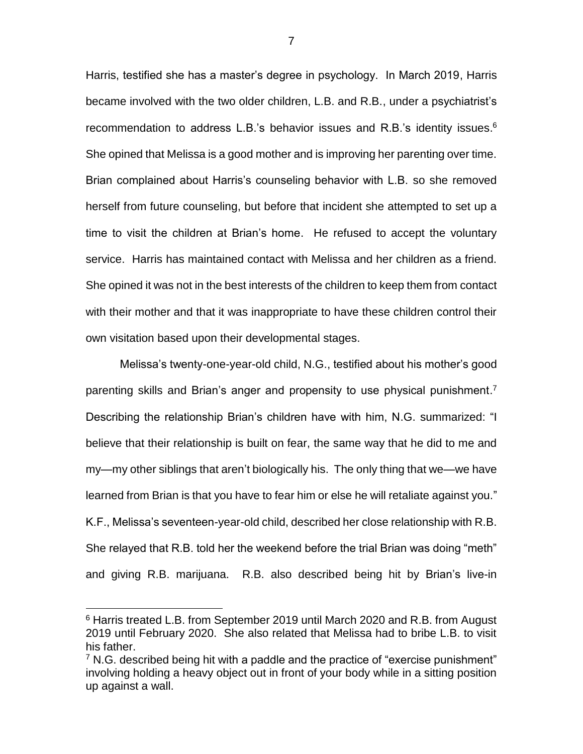Harris, testified she has a master's degree in psychology. In March 2019, Harris became involved with the two older children, L.B. and R.B., under a psychiatrist's recommendation to address L.B.'s behavior issues and R.B.'s identity issues.[6] She opined that Melissa is a good mother and is improving her parenting over time. Brian complained about Harris's counseling behavior with L.B. so she removed herself from future counseling, but before that incident she attempted to set up a time to visit the children at Brian's home. He refused to accept the voluntary service. Harris has maintained contact with Melissa and her children as a friend. She opined it was not in the best interests of the children to keep them from contact with their mother and that it was inappropriate to have these children control their own visitation based upon their developmental stages.

Melissa's twenty-one-year-old child, N.G., testified about his mother's good parenting skills and Brian's anger and propensity to use physical punishment.[7] Describing the relationship Brian's children have with him, N.G. summarized: "I believe that their relationship is built on fear, the same way that he did to me and my—my other siblings that aren't biologically his. The only thing that we—we have learned from Brian is that you have to fear him or else he will retaliate against you." K.F., Melissa's seventeen-year-old child, described her close relationship with R.B. She relayed that R.B. told her the weekend before the trial Brian was doing "meth" and giving R.B. marijuana. R.B. also described being hit by Brian's live-in

---

[6] Harris treated L.B. from September 2019 until March 2020 and R.B. from August 2019 until February 2020. She also related that Melissa had to bribe L.B. to visit his father.

[7] N.G. described being hit with a paddle and the practice of "exercise punishment" involving holding a heavy object out in front of your body while in a sitting position up against a wall.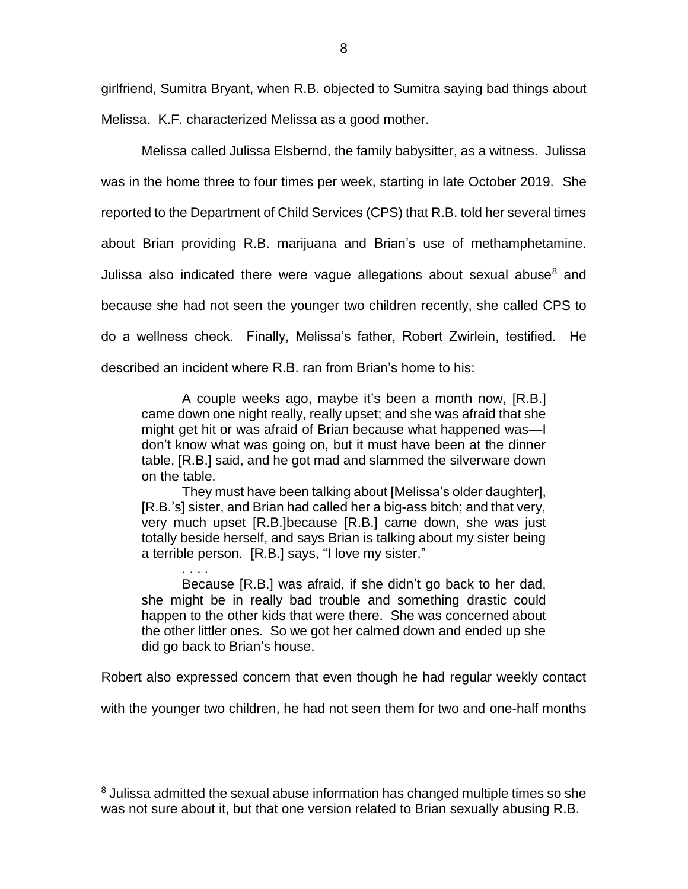girlfriend, Sumitra Bryant, when R.B. objected to Sumitra saying bad things about Melissa. K.F. characterized Melissa as a good mother.

Melissa called Julissa Elsbernd, the family babysitter, as a witness. Julissa was in the home three to four times per week, starting in late October 2019. She reported to the Department of Child Services (CPS) that R.B. told her several times about Brian providing R.B. marijuana and Brian's use of methamphetamine. Julissa also indicated there were vague allegations about sexual abuse[8] and because she had not seen the younger two children recently, she called CPS to do a wellness check. Finally, Melissa's father, Robert Zwirlein, testified. He described an incident where R.B. ran from Brian's home to his:

> A couple weeks ago, maybe it's been a month now, [R.B.] came down one night really, really upset; and she was afraid that she might get hit or was afraid of Brian because what happened was—I don't know what was going on, but it must have been at the dinner table, [R.B.] said, and he got mad and slammed the silverware down on the table.
>
> They must have been talking about [Melissa's older daughter], [R.B.'s] sister, and Brian had called her a big-ass bitch; and that very, very much upset [R.B.]because [R.B.] came down, she was just totally beside herself, and says Brian is talking about my sister being a terrible person. [R.B.] says, "I love my sister."
>
> . . . .
>
> Because [R.B.] was afraid, if she didn't go back to her dad, she might be in really bad trouble and something drastic could happen to the other kids that were there. She was concerned about the other littler ones. So we got her calmed down and ended up she did go back to Brian's house.

Robert also expressed concern that even though he had regular weekly contact with the younger two children, he had not seen them for two and one-half months

[8] Julissa admitted the sexual abuse information has changed multiple times so she was not sure about it, but that one version related to Brian sexually abusing R.B.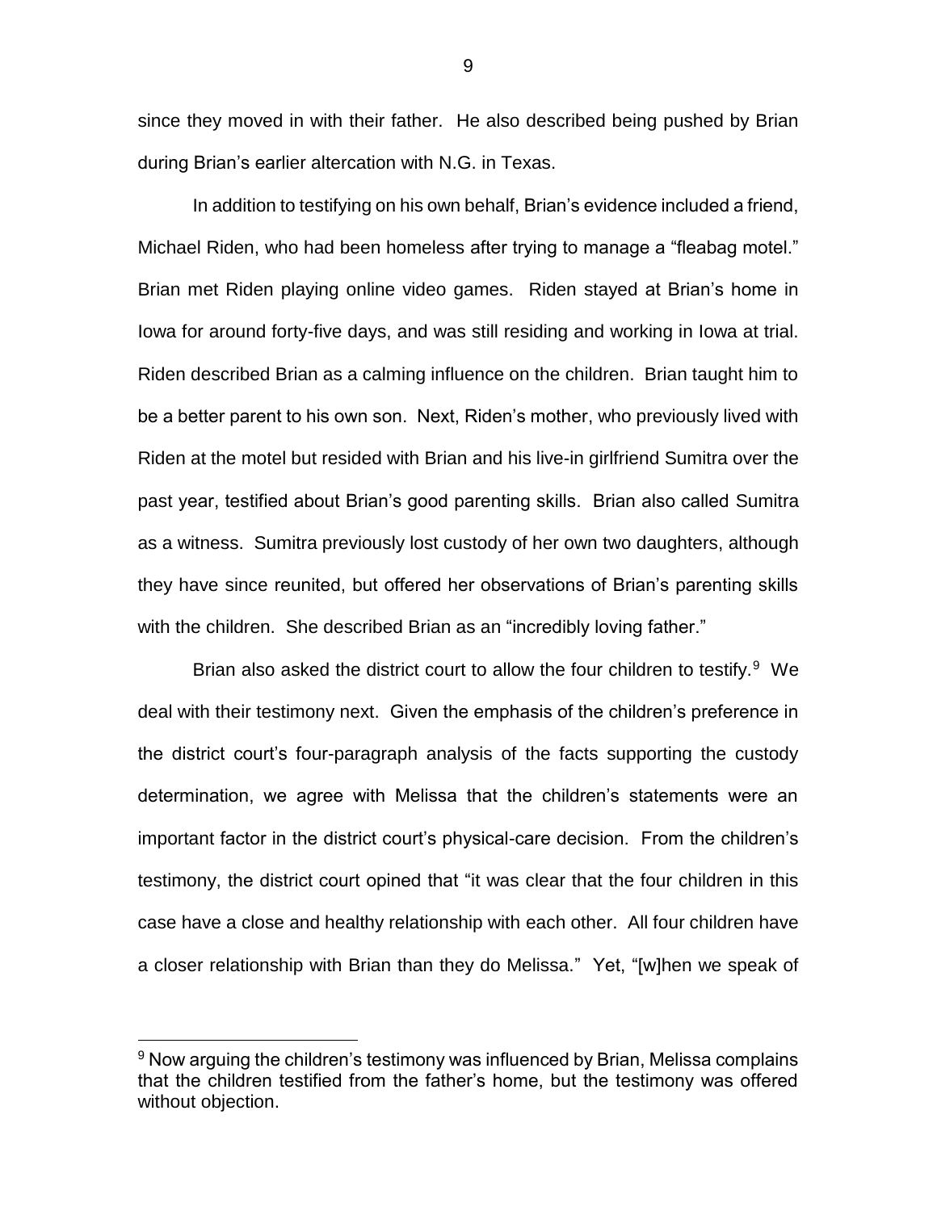since they moved in with their father. He also described being pushed by Brian during Brian's earlier altercation with N.G. in Texas.

In addition to testifying on his own behalf, Brian's evidence included a friend, Michael Riden, who had been homeless after trying to manage a "fleabag motel." Brian met Riden playing online video games. Riden stayed at Brian's home in Iowa for around forty-five days, and was still residing and working in Iowa at trial. Riden described Brian as a calming influence on the children. Brian taught him to be a better parent to his own son. Next, Riden's mother, who previously lived with Riden at the motel but resided with Brian and his live-in girlfriend Sumitra over the past year, testified about Brian's good parenting skills. Brian also called Sumitra as a witness. Sumitra previously lost custody of her own two daughters, although they have since reunited, but offered her observations of Brian's parenting skills with the children. She described Brian as an "incredibly loving father."

Brian also asked the district court to allow the four children to testify.[9] We deal with their testimony next. Given the emphasis of the children's preference in the district court's four-paragraph analysis of the facts supporting the custody determination, we agree with Melissa that the children's statements were an important factor in the district court's physical-care decision. From the children's testimony, the district court opined that "it was clear that the four children in this case have a close and healthy relationship with each other. All four children have a closer relationship with Brian than they do Melissa." Yet, "[w]hen we speak of

[9] Now arguing the children's testimony was influenced by Brian, Melissa complains that the children testified from the father's home, but the testimony was offered without objection.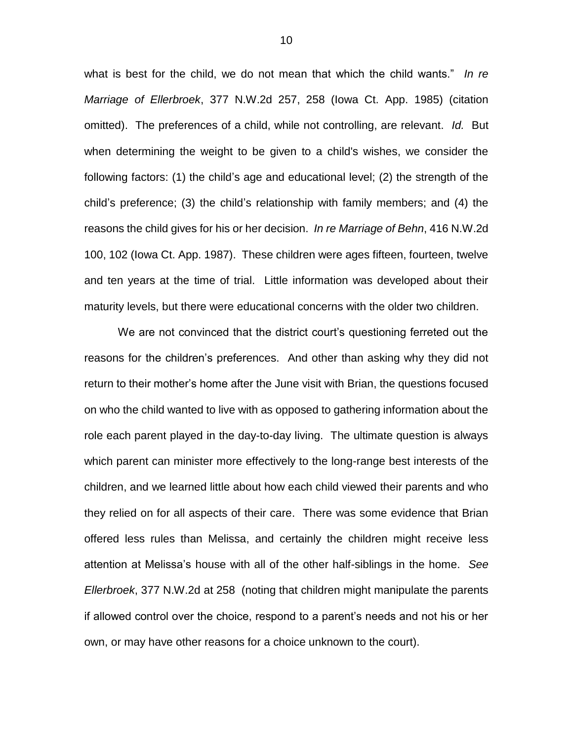what is best for the child, we do not mean that which the child wants." *In re Marriage of Ellerbroek*, 377 N.W.2d 257, 258 (Iowa Ct. App. 1985) (citation omitted). The preferences of a child, while not controlling, are relevant. *Id.* But when determining the weight to be given to a child's wishes, we consider the following factors: (1) the child's age and educational level; (2) the strength of the child's preference; (3) the child's relationship with family members; and (4) the reasons the child gives for his or her decision. *In re Marriage of Behn*, 416 N.W.2d 100, 102 (Iowa Ct. App. 1987). These children were ages fifteen, fourteen, twelve and ten years at the time of trial. Little information was developed about their maturity levels, but there were educational concerns with the older two children.

We are not convinced that the district court's questioning ferreted out the reasons for the children's preferences. And other than asking why they did not return to their mother's home after the June visit with Brian, the questions focused on who the child wanted to live with as opposed to gathering information about the role each parent played in the day-to-day living. The ultimate question is always which parent can minister more effectively to the long-range best interests of the children, and we learned little about how each child viewed their parents and who they relied on for all aspects of their care. There was some evidence that Brian offered less rules than Melissa, and certainly the children might receive less attention at Melissa's house with all of the other half-siblings in the home. *See Ellerbroek*, 377 N.W.2d at 258 (noting that children might manipulate the parents if allowed control over the choice, respond to a parent's needs and not his or her own, or may have other reasons for a choice unknown to the court).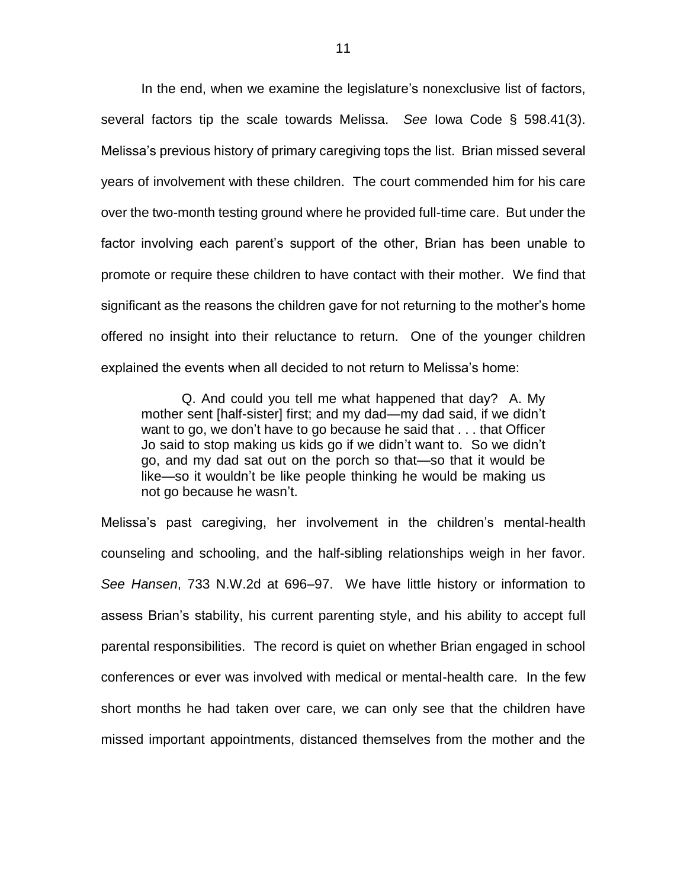In the end, when we examine the legislature's nonexclusive list of factors, several factors tip the scale towards Melissa. *See* Iowa Code § 598.41(3). Melissa's previous history of primary caregiving tops the list. Brian missed several years of involvement with these children. The court commended him for his care over the two-month testing ground where he provided full-time care. But under the factor involving each parent's support of the other, Brian has been unable to promote or require these children to have contact with their mother. We find that significant as the reasons the children gave for not returning to the mother's home offered no insight into their reluctance to return. One of the younger children explained the events when all decided to not return to Melissa's home:

> Q. And could you tell me what happened that day? A. My mother sent [half-sister] first; and my dad—my dad said, if we didn't want to go, we don't have to go because he said that . . . that Officer Jo said to stop making us kids go if we didn't want to. So we didn't go, and my dad sat out on the porch so that—so that it would be like—so it wouldn't be like people thinking he would be making us not go because he wasn't.

Melissa's past caregiving, her involvement in the children's mental-health counseling and schooling, and the half-sibling relationships weigh in her favor. *See Hansen*, 733 N.W.2d at 696–97. We have little history or information to assess Brian's stability, his current parenting style, and his ability to accept full parental responsibilities. The record is quiet on whether Brian engaged in school conferences or ever was involved with medical or mental-health care. In the few short months he had taken over care, we can only see that the children have missed important appointments, distanced themselves from the mother and the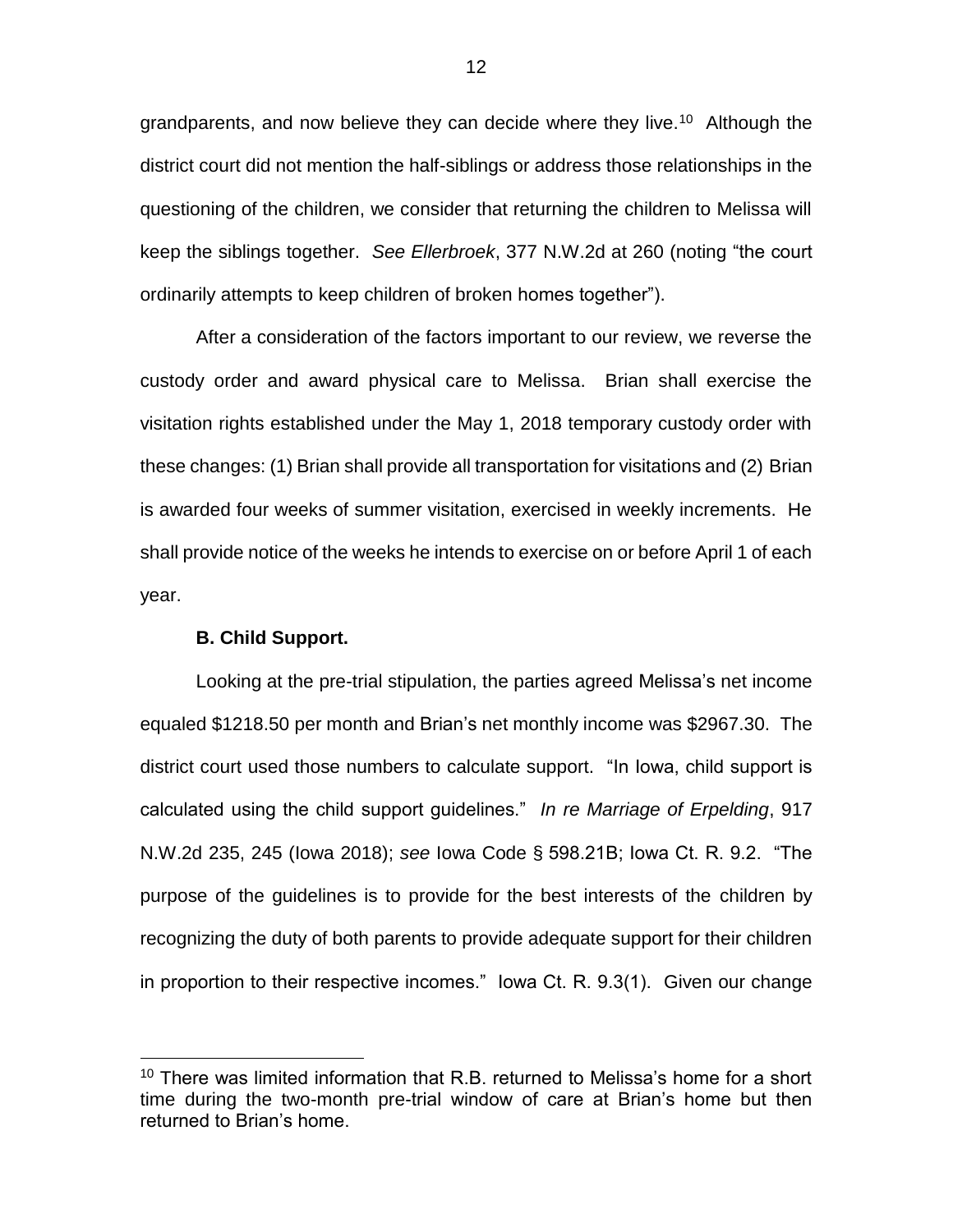grandparents, and now believe they can decide where they live.[10] Although the district court did not mention the half-siblings or address those relationships in the questioning of the children, we consider that returning the children to Melissa will keep the siblings together. *See Ellerbroek*, 377 N.W.2d at 260 (noting "the court ordinarily attempts to keep children of broken homes together").

After a consideration of the factors important to our review, we reverse the custody order and award physical care to Melissa. Brian shall exercise the visitation rights established under the May 1, 2018 temporary custody order with these changes: (1) Brian shall provide all transportation for visitations and (2) Brian is awarded four weeks of summer visitation, exercised in weekly increments. He shall provide notice of the weeks he intends to exercise on or before April 1 of each year.

**B. Child Support.**

Looking at the pre-trial stipulation, the parties agreed Melissa's net income equaled $1218.50 per month and Brian's net monthly income was $2967.30. The district court used those numbers to calculate support. "In Iowa, child support is calculated using the child support guidelines." *In re Marriage of Erpelding*, 917 N.W.2d 235, 245 (Iowa 2018); *see* Iowa Code § 598.21B; Iowa Ct. R. 9.2. "The purpose of the guidelines is to provide for the best interests of the children by recognizing the duty of both parents to provide adequate support for their children in proportion to their respective incomes." Iowa Ct. R. 9.3(1). Given our change

[10] There was limited information that R.B. returned to Melissa's home for a short time during the two-month pre-trial window of care at Brian's home but then returned to Brian's home.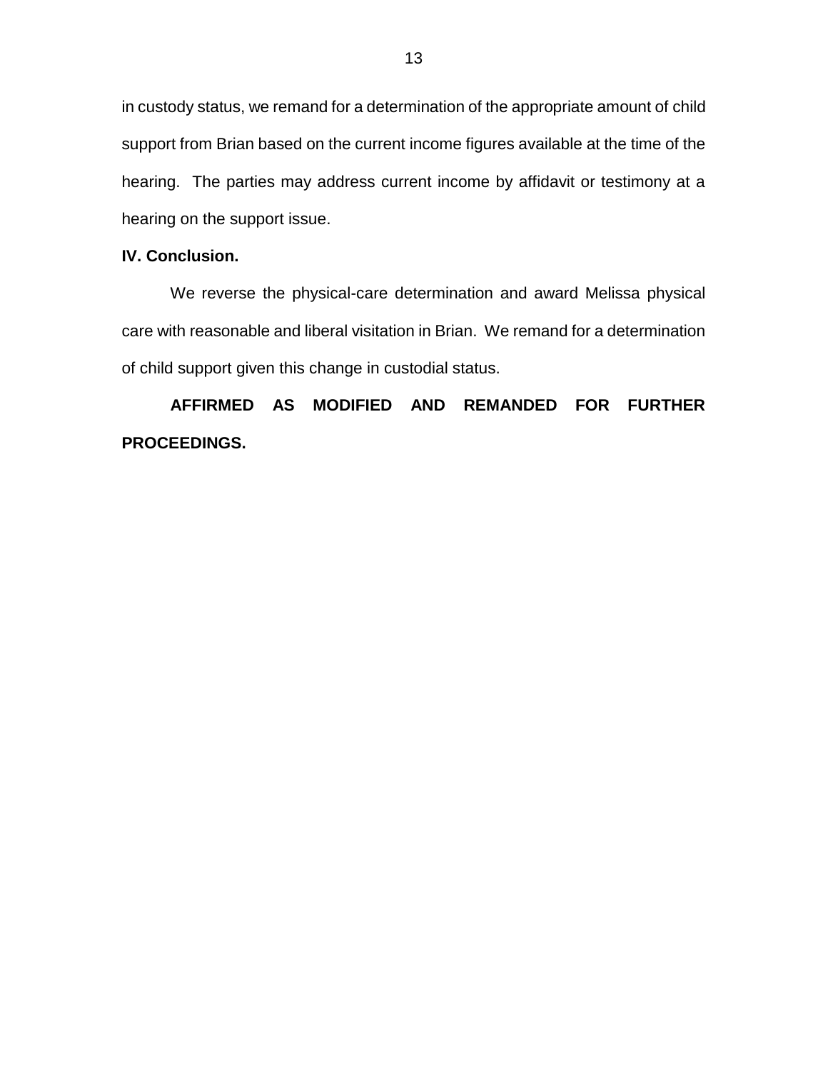in custody status, we remand for a determination of the appropriate amount of child support from Brian based on the current income figures available at the time of the hearing. The parties may address current income by affidavit or testimony at a hearing on the support issue.

**IV. Conclusion.**

We reverse the physical-care determination and award Melissa physical care with reasonable and liberal visitation in Brian. We remand for a determination of child support given this change in custodial status.

**AFFIRMED AS MODIFIED AND REMANDED FOR FURTHER PROCEEDINGS.**